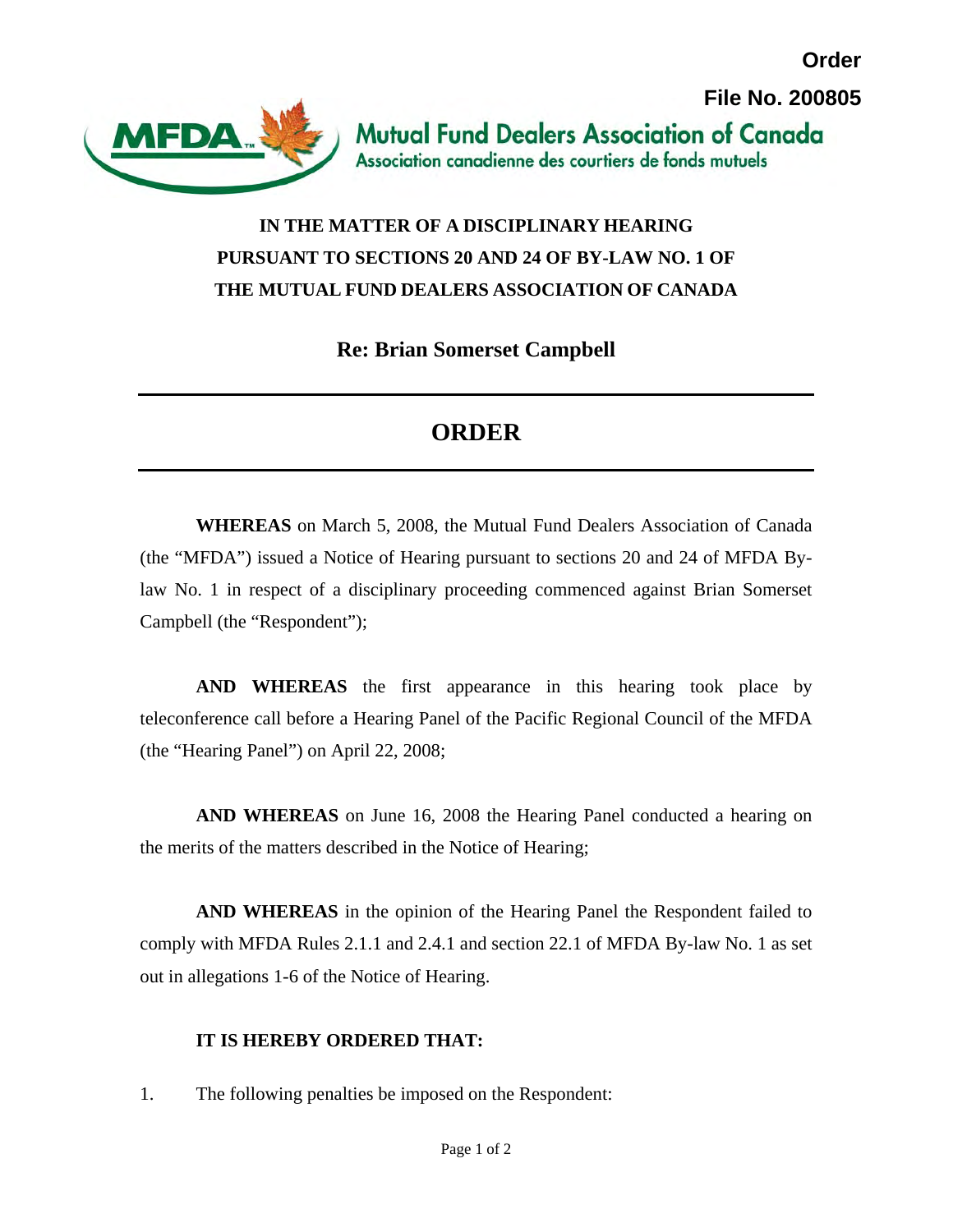**Order**

**File No. 200805**

Mutual Fund Dealers Association of Canada
Association canadienne des courtiers de fonds mutuels

**IN THE MATTER OF A DISCIPLINARY HEARING PURSUANT TO SECTIONS 20 AND 24 OF BY-LAW NO. 1 OF THE MUTUAL FUND DEALERS ASSOCIATION OF CANADA**

**Re: Brian Somerset Campbell**

# ORDER

**WHEREAS** on March 5, 2008, the Mutual Fund Dealers Association of Canada (the "MFDA") issued a Notice of Hearing pursuant to sections 20 and 24 of MFDA By-law No. 1 in respect of a disciplinary proceeding commenced against Brian Somerset Campbell (the "Respondent");

**AND WHEREAS** the first appearance in this hearing took place by teleconference call before a Hearing Panel of the Pacific Regional Council of the MFDA (the "Hearing Panel") on April 22, 2008;

**AND WHEREAS** on June 16, 2008 the Hearing Panel conducted a hearing on the merits of the matters described in the Notice of Hearing;

**AND WHEREAS** in the opinion of the Hearing Panel the Respondent failed to comply with MFDA Rules 2.1.1 and 2.4.1 and section 22.1 of MFDA By-law No. 1 as set out in allegations 1-6 of the Notice of Hearing.

**IT IS HEREBY ORDERED THAT:**

1. The following penalties be imposed on the Respondent: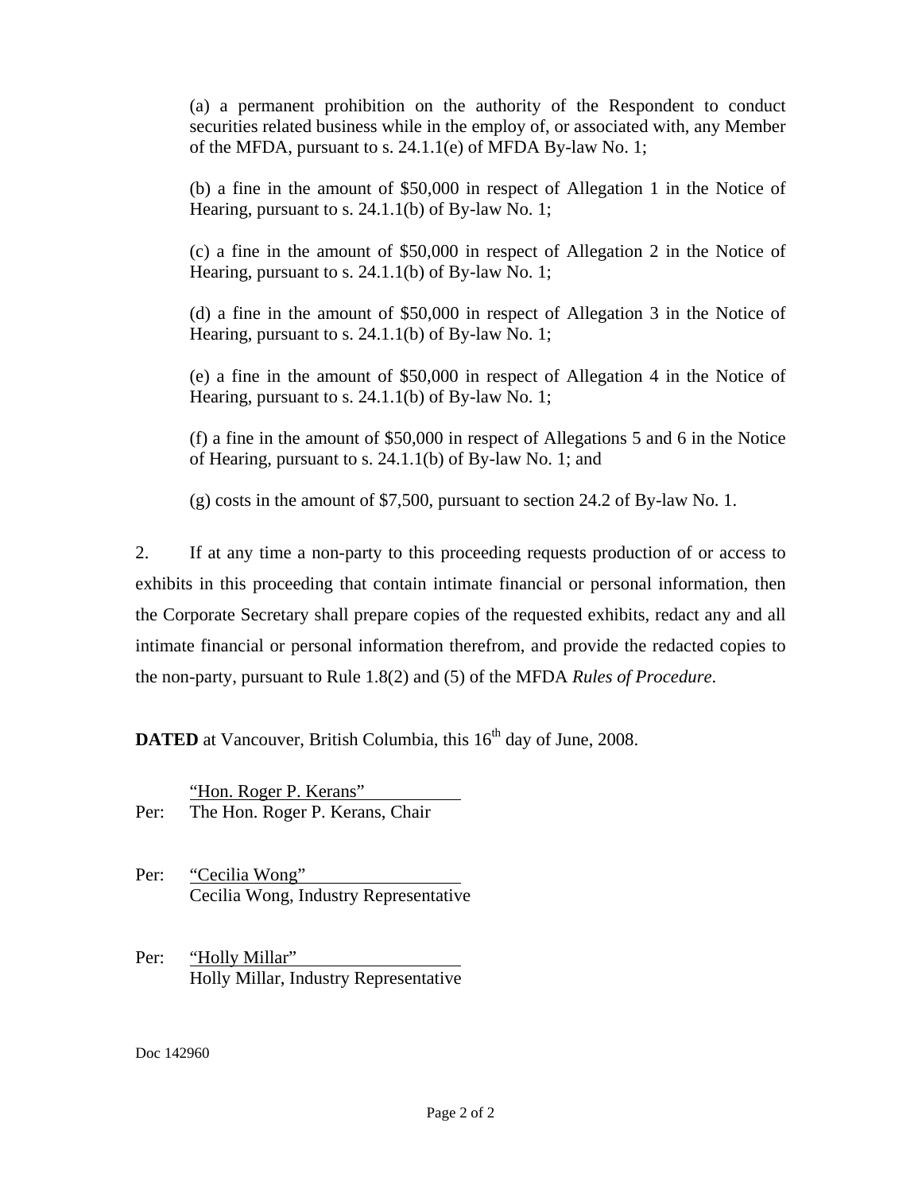(a) a permanent prohibition on the authority of the Respondent to conduct securities related business while in the employ of, or associated with, any Member of the MFDA, pursuant to s. 24.1.1(e) of MFDA By-law No. 1;

(b) a fine in the amount of $50,000 in respect of Allegation 1 in the Notice of Hearing, pursuant to s. 24.1.1(b) of By-law No. 1;

(c) a fine in the amount of $50,000 in respect of Allegation 2 in the Notice of Hearing, pursuant to s. 24.1.1(b) of By-law No. 1;

(d) a fine in the amount of $50,000 in respect of Allegation 3 in the Notice of Hearing, pursuant to s. 24.1.1(b) of By-law No. 1;

(e) a fine in the amount of $50,000 in respect of Allegation 4 in the Notice of Hearing, pursuant to s. 24.1.1(b) of By-law No. 1;

(f) a fine in the amount of $50,000 in respect of Allegations 5 and 6 in the Notice of Hearing, pursuant to s. 24.1.1(b) of By-law No. 1; and

(g) costs in the amount of $7,500, pursuant to section 24.2 of By-law No. 1.

2. If at any time a non-party to this proceeding requests production of or access to exhibits in this proceeding that contain intimate financial or personal information, then the Corporate Secretary shall prepare copies of the requested exhibits, redact any and all intimate financial or personal information therefrom, and provide the redacted copies to the non-party, pursuant to Rule 1.8(2) and (5) of the MFDA *Rules of Procedure*.

**DATED** at Vancouver, British Columbia, this 16th day of June, 2008.

"Hon. Roger P. Kerans"
Per: The Hon. Roger P. Kerans, Chair

Per: "Cecilia Wong"
Cecilia Wong, Industry Representative

Per: "Holly Millar"
Holly Millar, Industry Representative

Doc 142960